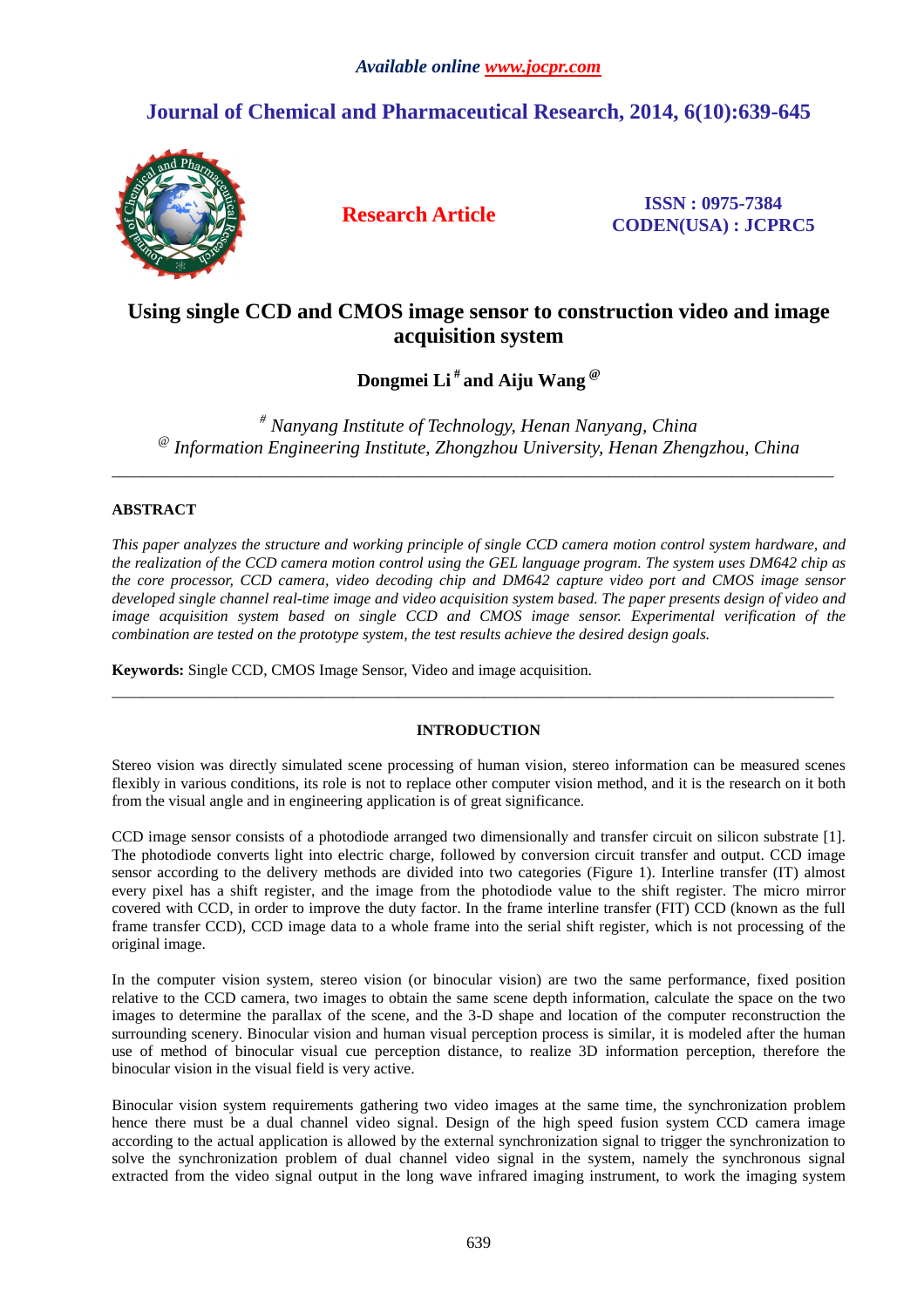*Available online www.jocpr.com*

## Journal of Chemical and Pharmaceutical Research, 2014, 6(10):639-645

**Research Article**

**ISSN : 0975-7384**
**CODEN(USA) : JCPRC5**

# Using single CCD and CMOS image sensor to construction video and image acquisition system

**Dongmei Li [#] and Aiju Wang [@]**

*[#] Nanyang Institute of Technology, Henan Nanyang, China*
*[@] Information Engineering Institute, Zhongzhou University, Henan Zhengzhou, China*

---

**ABSTRACT**

*This paper analyzes the structure and working principle of single CCD camera motion control system hardware, and the realization of the CCD camera motion control using the GEL language program. The system uses DM642 chip as the core processor, CCD camera, video decoding chip and DM642 capture video port and CMOS image sensor developed single channel real-time image and video acquisition system based. The paper presents design of video and image acquisition system based on single CCD and CMOS image sensor. Experimental verification of the combination are tested on the prototype system, the test results achieve the desired design goals.*

**Keywords:** Single CCD, CMOS Image Sensor, Video and image acquisition.

---

## INTRODUCTION

Stereo vision was directly simulated scene processing of human vision, stereo information can be measured scenes flexibly in various conditions, its role is not to replace other computer vision method, and it is the research on it both from the visual angle and in engineering application is of great significance.

CCD image sensor consists of a photodiode arranged two dimensionally and transfer circuit on silicon substrate [1]. The photodiode converts light into electric charge, followed by conversion circuit transfer and output. CCD image sensor according to the delivery methods are divided into two categories (Figure 1). Interline transfer (IT) almost every pixel has a shift register, and the image from the photodiode value to the shift register. The micro mirror covered with CCD, in order to improve the duty factor. In the frame interline transfer (FIT) CCD (known as the full frame transfer CCD), CCD image data to a whole frame into the serial shift register, which is not processing of the original image.

In the computer vision system, stereo vision (or binocular vision) are two the same performance, fixed position relative to the CCD camera, two images to obtain the same scene depth information, calculate the space on the two images to determine the parallax of the scene, and the 3-D shape and location of the computer reconstruction the surrounding scenery. Binocular vision and human visual perception process is similar, it is modeled after the human use of method of binocular visual cue perception distance, to realize 3D information perception, therefore the binocular vision in the visual field is very active.

Binocular vision system requirements gathering two video images at the same time, the synchronization problem hence there must be a dual channel video signal. Design of the high speed fusion system CCD camera image according to the actual application is allowed by the external synchronization signal to trigger the synchronization to solve the synchronization problem of dual channel video signal in the system, namely the synchronous signal extracted from the video signal output in the long wave infrared imaging instrument, to work the imaging system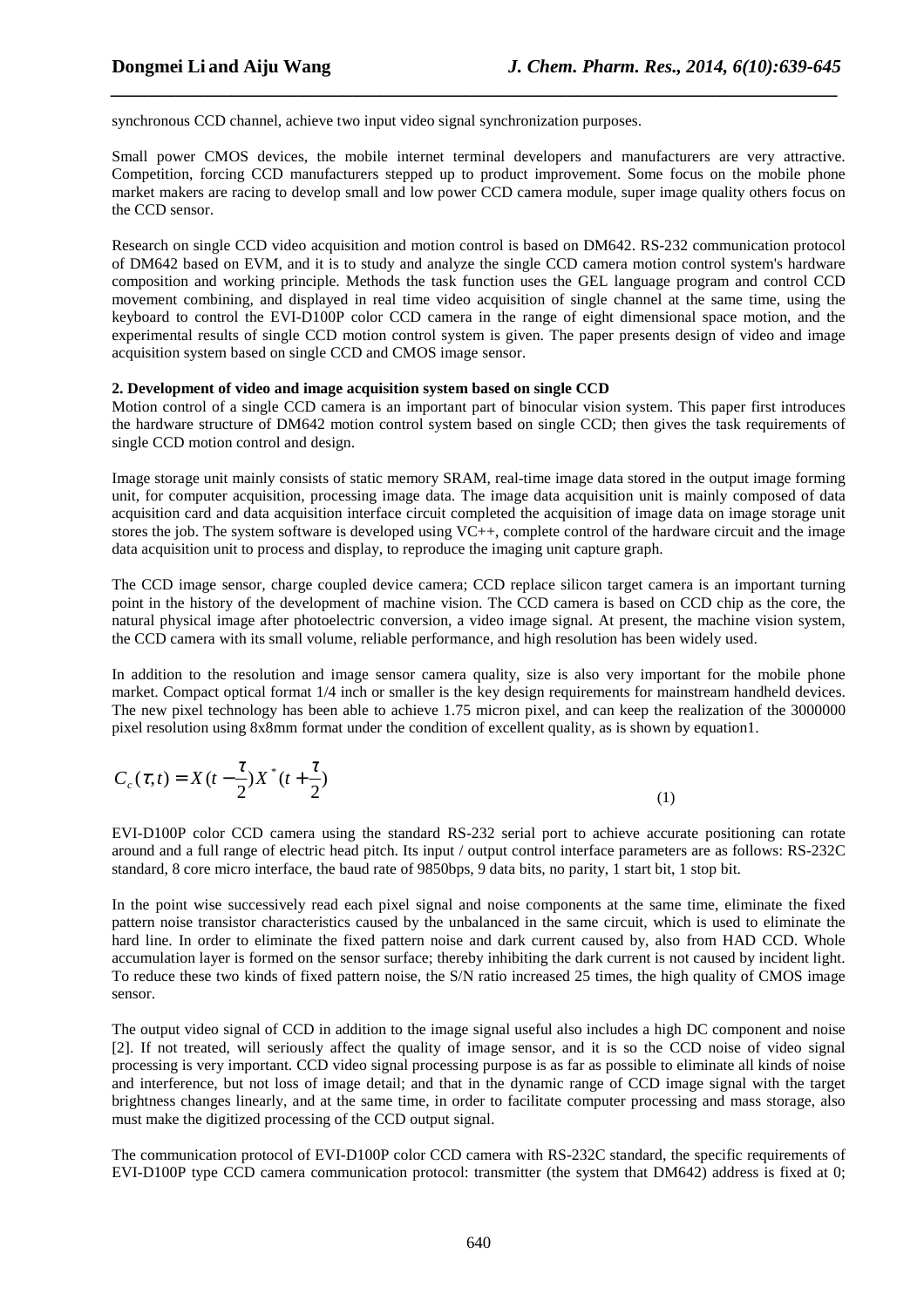synchronous CCD channel, achieve two input video signal synchronization purposes.

Small power CMOS devices, the mobile internet terminal developers and manufacturers are very attractive. Competition, forcing CCD manufacturers stepped up to product improvement. Some focus on the mobile phone market makers are racing to develop small and low power CCD camera module, super image quality others focus on the CCD sensor.

Research on single CCD video acquisition and motion control is based on DM642. RS-232 communication protocol of DM642 based on EVM, and it is to study and analyze the single CCD camera motion control system's hardware composition and working principle. Methods the task function uses the GEL language program and control CCD movement combining, and displayed in real time video acquisition of single channel at the same time, using the keyboard to control the EVI-D100P color CCD camera in the range of eight dimensional space motion, and the experimental results of single CCD motion control system is given. The paper presents design of video and image acquisition system based on single CCD and CMOS image sensor.

## 2. Development of video and image acquisition system based on single CCD

Motion control of a single CCD camera is an important part of binocular vision system. This paper first introduces the hardware structure of DM642 motion control system based on single CCD; then gives the task requirements of single CCD motion control and design.

Image storage unit mainly consists of static memory SRAM, real-time image data stored in the output image forming unit, for computer acquisition, processing image data. The image data acquisition unit is mainly composed of data acquisition card and data acquisition interface circuit completed the acquisition of image data on image storage unit stores the job. The system software is developed using VC++, complete control of the hardware circuit and the image data acquisition unit to process and display, to reproduce the imaging unit capture graph.

The CCD image sensor, charge coupled device camera; CCD replace silicon target camera is an important turning point in the history of the development of machine vision. The CCD camera is based on CCD chip as the core, the natural physical image after photoelectric conversion, a video image signal. At present, the machine vision system, the CCD camera with its small volume, reliable performance, and high resolution has been widely used.

In addition to the resolution and image sensor camera quality, size is also very important for the mobile phone market. Compact optical format 1/4 inch or smaller is the key design requirements for mainstream handheld devices. The new pixel technology has been able to achieve 1.75 micron pixel, and can keep the realization of the 3000000 pixel resolution using 8x8mm format under the condition of excellent quality, as is shown by equation1.

$$C_c(\tau,t) = X(t-\frac{\tau}{2})X^*(t+\frac{\tau}{2}) \tag{1}$$

EVI-D100P color CCD camera using the standard RS-232 serial port to achieve accurate positioning can rotate around and a full range of electric head pitch. Its input / output control interface parameters are as follows: RS-232C standard, 8 core micro interface, the baud rate of 9850bps, 9 data bits, no parity, 1 start bit, 1 stop bit.

In the point wise successively read each pixel signal and noise components at the same time, eliminate the fixed pattern noise transistor characteristics caused by the unbalanced in the same circuit, which is used to eliminate the hard line. In order to eliminate the fixed pattern noise and dark current caused by, also from HAD CCD. Whole accumulation layer is formed on the sensor surface; thereby inhibiting the dark current is not caused by incident light. To reduce these two kinds of fixed pattern noise, the S/N ratio increased 25 times, the high quality of CMOS image sensor.

The output video signal of CCD in addition to the image signal useful also includes a high DC component and noise [2]. If not treated, will seriously affect the quality of image sensor, and it is so the CCD noise of video signal processing is very important. CCD video signal processing purpose is as far as possible to eliminate all kinds of noise and interference, but not loss of image detail; and that in the dynamic range of CCD image signal with the target brightness changes linearly, and at the same time, in order to facilitate computer processing and mass storage, also must make the digitized processing of the CCD output signal.

The communication protocol of EVI-D100P color CCD camera with RS-232C standard, the specific requirements of EVI-D100P type CCD camera communication protocol: transmitter (the system that DM642) address is fixed at 0;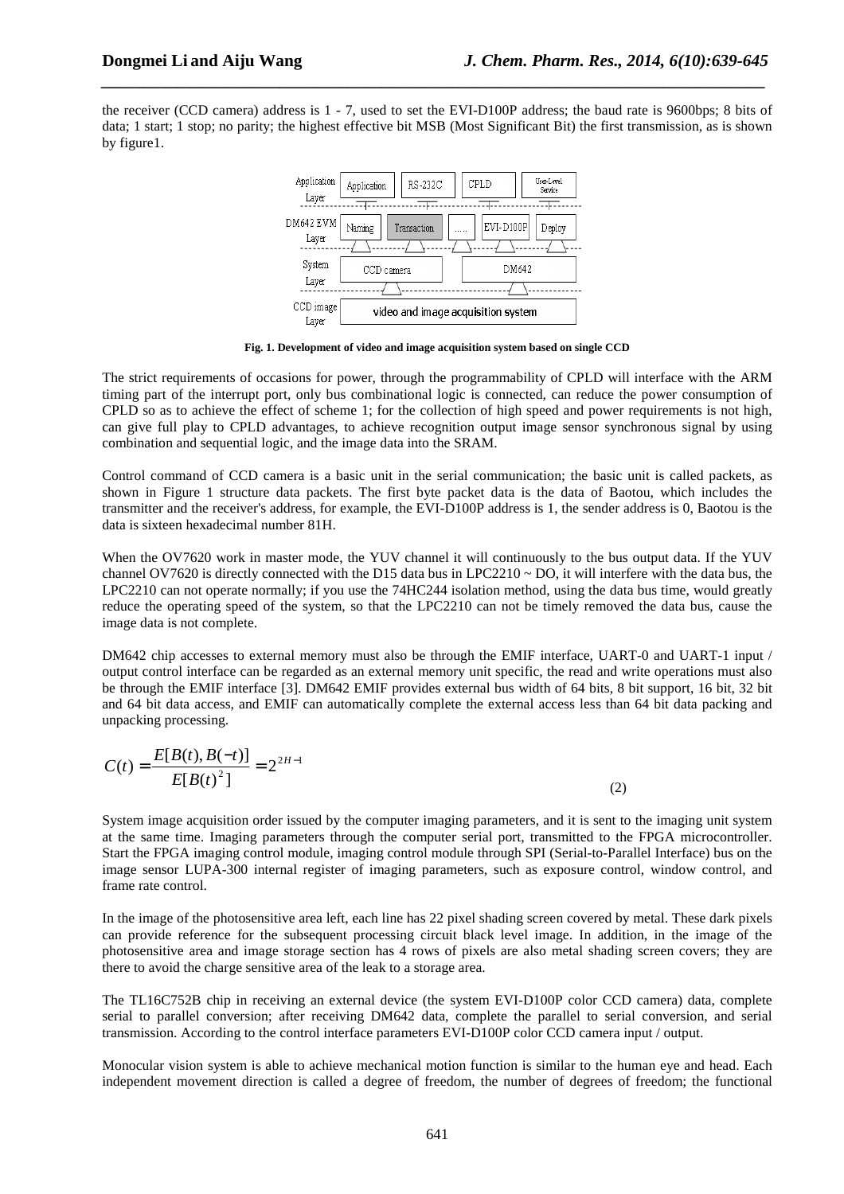the receiver (CCD camera) address is 1 - 7, used to set the EVI-D100P address; the baud rate is 9600bps; 8 bits of data; 1 start; 1 stop; no parity; the highest effective bit MSB (Most Significant Bit) the first transmission, as is shown by figure1.

| Application Layer | Application | RS-232C | CPLD | User-Level Service |
|---|---|---|---|---|
| DM642 EVM Layer | Naming | Transaction | ..... | EVI-D100P | Deploy |
| System Layer | CCD camera | | DM642 | |
| CCD image Layer | video and image acquisition system | | | |

**Fig. 1. Development of video and image acquisition system based on single CCD**

The strict requirements of occasions for power, through the programmability of CPLD will interface with the ARM timing part of the interrupt port, only bus combinational logic is connected, can reduce the power consumption of CPLD so as to achieve the effect of scheme 1; for the collection of high speed and power requirements is not high, can give full play to CPLD advantages, to achieve recognition output image sensor synchronous signal by using combination and sequential logic, and the image data into the SRAM.

Control command of CCD camera is a basic unit in the serial communication; the basic unit is called packets, as shown in Figure 1 structure data packets. The first byte packet data is the data of Baotou, which includes the transmitter and the receiver's address, for example, the EVI-D100P address is 1, the sender address is 0, Baotou is the data is sixteen hexadecimal number 81H.

When the OV7620 work in master mode, the YUV channel it will continuously to the bus output data. If the YUV channel OV7620 is directly connected with the D15 data bus in LPC2210 ~ DO, it will interfere with the data bus, the LPC2210 can not operate normally; if you use the 74HC244 isolation method, using the data bus time, would greatly reduce the operating speed of the system, so that the LPC2210 can not be timely removed the data bus, cause the image data is not complete.

DM642 chip accesses to external memory must also be through the EMIF interface, UART-0 and UART-1 input / output control interface can be regarded as an external memory unit specific, the read and write operations must also be through the EMIF interface [3]. DM642 EMIF provides external bus width of 64 bits, 8 bit support, 16 bit, 32 bit and 64 bit data access, and EMIF can automatically complete the external access less than 64 bit data packing and unpacking processing.

$$C(t) = \frac{E[B(t), B(-t)]}{E[B(t)^2]} = 2^{2H-1} \tag{2}$$

System image acquisition order issued by the computer imaging parameters, and it is sent to the imaging unit system at the same time. Imaging parameters through the computer serial port, transmitted to the FPGA microcontroller. Start the FPGA imaging control module, imaging control module through SPI (Serial-to-Parallel Interface) bus on the image sensor LUPA-300 internal register of imaging parameters, such as exposure control, window control, and frame rate control.

In the image of the photosensitive area left, each line has 22 pixel shading screen covered by metal. These dark pixels can provide reference for the subsequent processing circuit black level image. In addition, in the image of the photosensitive area and image storage section has 4 rows of pixels are also metal shading screen covers; they are there to avoid the charge sensitive area of the leak to a storage area.

The TL16C752B chip in receiving an external device (the system EVI-D100P color CCD camera) data, complete serial to parallel conversion; after receiving DM642 data, complete the parallel to serial conversion, and serial transmission. According to the control interface parameters EVI-D100P color CCD camera input / output.

Monocular vision system is able to achieve mechanical motion function is similar to the human eye and head. Each independent movement direction is called a degree of freedom, the number of degrees of freedom; the functional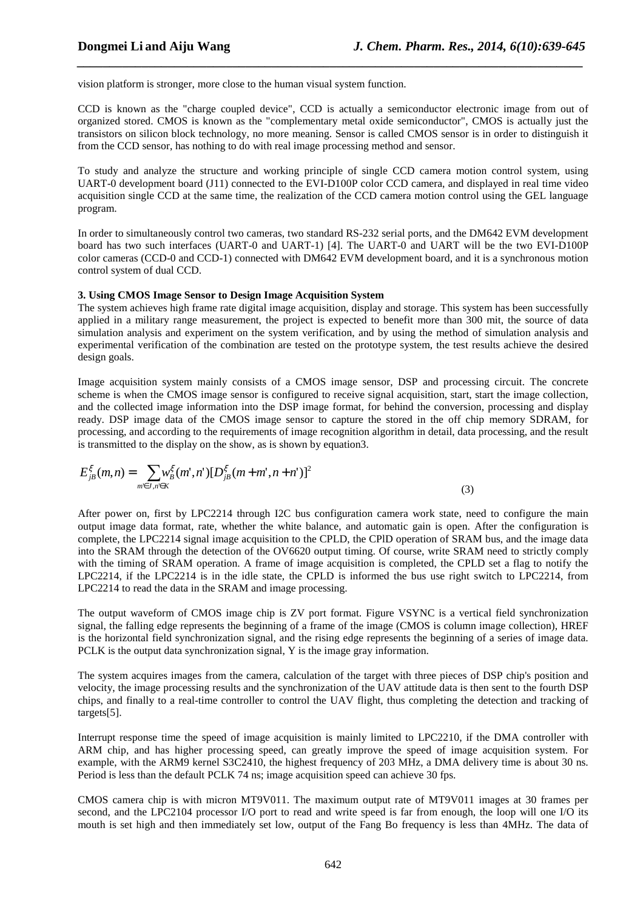vision platform is stronger, more close to the human visual system function.

CCD is known as the "charge coupled device", CCD is actually a semiconductor electronic image from out of organized stored. CMOS is known as the "complementary metal oxide semiconductor", CMOS is actually just the transistors on silicon block technology, no more meaning. Sensor is called CMOS sensor is in order to distinguish it from the CCD sensor, has nothing to do with real image processing method and sensor.

To study and analyze the structure and working principle of single CCD camera motion control system, using UART-0 development board (J11) connected to the EVI-D100P color CCD camera, and displayed in real time video acquisition single CCD at the same time, the realization of the CCD camera motion control using the GEL language program.

In order to simultaneously control two cameras, two standard RS-232 serial ports, and the DM642 EVM development board has two such interfaces (UART-0 and UART-1) [4]. The UART-0 and UART will be the two EVI-D100P color cameras (CCD-0 and CCD-1) connected with DM642 EVM development board, and it is a synchronous motion control system of dual CCD.

**3. Using CMOS Image Sensor to Design Image Acquisition System**

The system achieves high frame rate digital image acquisition, display and storage. This system has been successfully applied in a military range measurement, the project is expected to benefit more than 300 mit, the source of data simulation analysis and experiment on the system verification, and by using the method of simulation analysis and experimental verification of the combination are tested on the prototype system, the test results achieve the desired design goals.

Image acquisition system mainly consists of a CMOS image sensor, DSP and processing circuit. The concrete scheme is when the CMOS image sensor is configured to receive signal acquisition, start, start the image collection, and the collected image information into the DSP image format, for behind the conversion, processing and display ready. DSP image data of the CMOS image sensor to capture the stored in the off chip memory SDRAM, for processing, and according to the requirements of image recognition algorithm in detail, data processing, and the result is transmitted to the display on the show, as is shown by equation3.

$$E_{jB}^{\xi}(m,n) = \sum_{m' \in J, n' \in K} w_B^{\xi}(m',n')[D_{jB}^{\xi}(m+m',n+n')]^2 \tag{3}$$

After power on, first by LPC2214 through I2C bus configuration camera work state, need to configure the main output image data format, rate, whether the white balance, and automatic gain is open. After the configuration is complete, the LPC2214 signal image acquisition to the CPLD, the CPlD operation of SRAM bus, and the image data into the SRAM through the detection of the OV6620 output timing. Of course, write SRAM need to strictly comply with the timing of SRAM operation. A frame of image acquisition is completed, the CPLD set a flag to notify the LPC2214, if the LPC2214 is in the idle state, the CPLD is informed the bus use right switch to LPC2214, from LPC2214 to read the data in the SRAM and image processing.

The output waveform of CMOS image chip is ZV port format. Figure VSYNC is a vertical field synchronization signal, the falling edge represents the beginning of a frame of the image (CMOS is column image collection), HREF is the horizontal field synchronization signal, and the rising edge represents the beginning of a series of image data. PCLK is the output data synchronization signal, Y is the image gray information.

The system acquires images from the camera, calculation of the target with three pieces of DSP chip's position and velocity, the image processing results and the synchronization of the UAV attitude data is then sent to the fourth DSP chips, and finally to a real-time controller to control the UAV flight, thus completing the detection and tracking of targets[5].

Interrupt response time the speed of image acquisition is mainly limited to LPC2210, if the DMA controller with ARM chip, and has higher processing speed, can greatly improve the speed of image acquisition system. For example, with the ARM9 kernel S3C2410, the highest frequency of 203 MHz, a DMA delivery time is about 30 ns. Period is less than the default PCLK 74 ns; image acquisition speed can achieve 30 fps.

CMOS camera chip is with micron MT9V011. The maximum output rate of MT9V011 images at 30 frames per second, and the LPC2104 processor I/O port to read and write speed is far from enough, the loop will one I/O its mouth is set high and then immediately set low, output of the Fang Bo frequency is less than 4MHz. The data of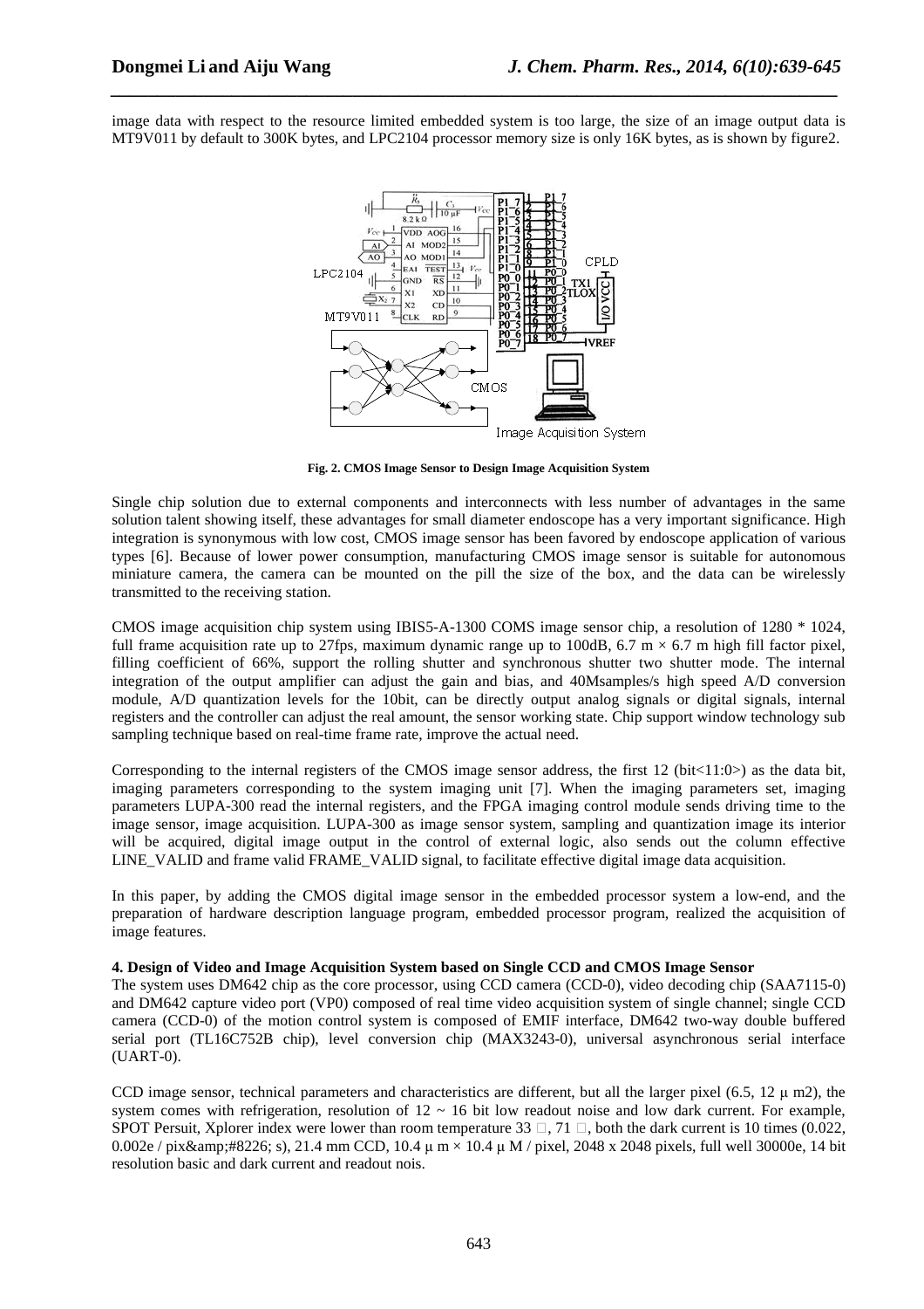image data with respect to the resource limited embedded system is too large, the size of an image output data is MT9V011 by default to 300K bytes, and LPC2104 processor memory size is only 16K bytes, as is shown by figure2.

**Fig. 2. CMOS Image Sensor to Design Image Acquisition System**

Single chip solution due to external components and interconnects with less number of advantages in the same solution talent showing itself, these advantages for small diameter endoscope has a very important significance. High integration is synonymous with low cost, CMOS image sensor has been favored by endoscope application of various types [6]. Because of lower power consumption, manufacturing CMOS image sensor is suitable for autonomous miniature camera, the camera can be mounted on the pill the size of the box, and the data can be wirelessly transmitted to the receiving station.

CMOS image acquisition chip system using IBIS5-A-1300 COMS image sensor chip, a resolution of 1280 * 1024, full frame acquisition rate up to 27fps, maximum dynamic range up to 100dB, 6.7 m × 6.7 m high fill factor pixel, filling coefficient of 66%, support the rolling shutter and synchronous shutter two shutter mode. The internal integration of the output amplifier can adjust the gain and bias, and 40Msamples/s high speed A/D conversion module, A/D quantization levels for the 10bit, can be directly output analog signals or digital signals, internal registers and the controller can adjust the real amount, the sensor working state. Chip support window technology sub sampling technique based on real-time frame rate, improve the actual need.

Corresponding to the internal registers of the CMOS image sensor address, the first 12 (bit<11:0>) as the data bit, imaging parameters corresponding to the system imaging unit [7]. When the imaging parameters set, imaging parameters LUPA-300 read the internal registers, and the FPGA imaging control module sends driving time to the image sensor, image acquisition. LUPA-300 as image sensor system, sampling and quantization image its interior will be acquired, digital image output in the control of external logic, also sends out the column effective LINE_VALID and frame valid FRAME_VALID signal, to facilitate effective digital image data acquisition.

In this paper, by adding the CMOS digital image sensor in the embedded processor system a low-end, and the preparation of hardware description language program, embedded processor program, realized the acquisition of image features.

### 4. Design of Video and Image Acquisition System based on Single CCD and CMOS Image Sensor

The system uses DM642 chip as the core processor, using CCD camera (CCD-0), video decoding chip (SAA7115-0) and DM642 capture video port (VP0) composed of real time video acquisition system of single channel; single CCD camera (CCD-0) of the motion control system is composed of EMIF interface, DM642 two-way double buffered serial port (TL16C752B chip), level conversion chip (MAX3243-0), universal asynchronous serial interface (UART-0).

CCD image sensor, technical parameters and characteristics are different, but all the larger pixel (6.5, 12 μ m2), the system comes with refrigeration, resolution of 12 ~ 16 bit low readout noise and low dark current. For example, SPOT Persuit, Xplorer index were lower than room temperature 33 □, 71 □, both the dark current is 10 times (0.022, 0.002e / pix&amp;#8226; s), 21.4 mm CCD, 10.4 μ m × 10.4 μ M / pixel, 2048 x 2048 pixels, full well 30000e, 14 bit resolution basic and dark current and readout nois.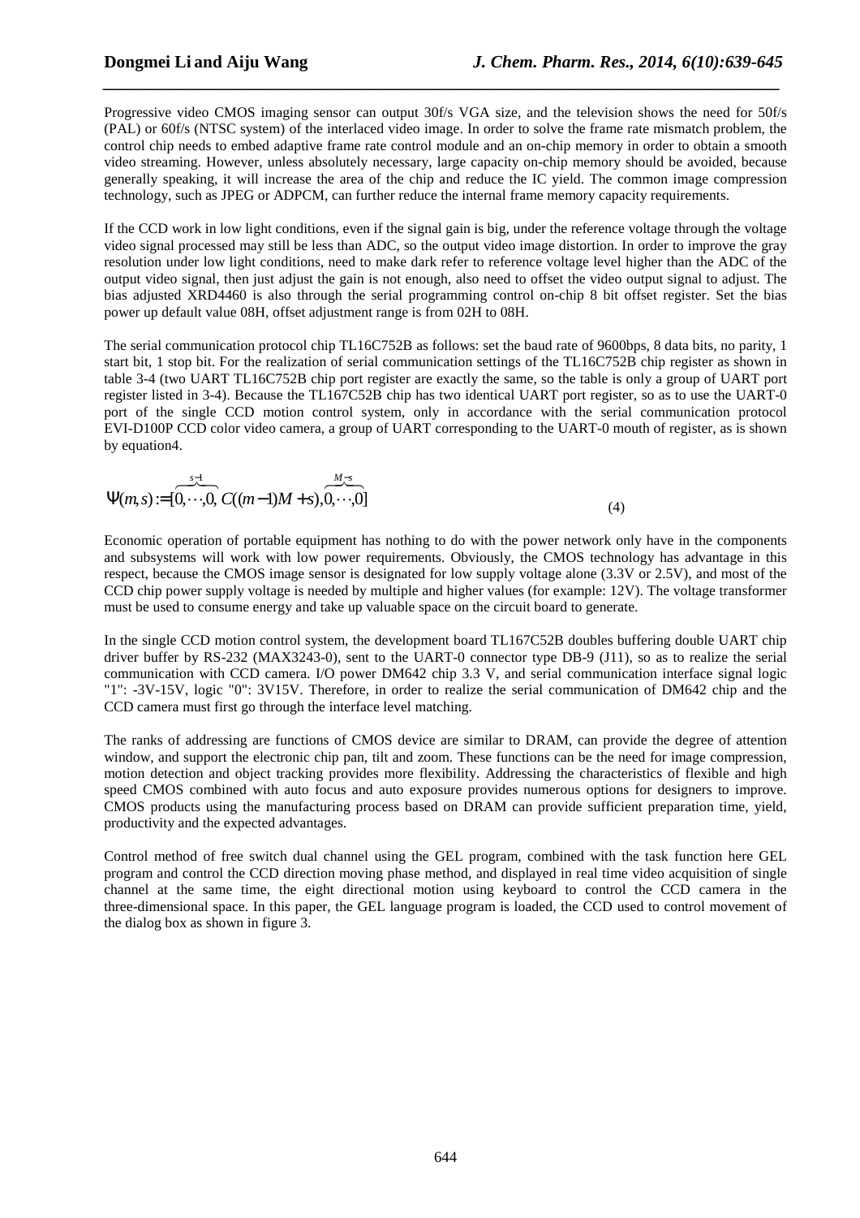Progressive video CMOS imaging sensor can output 30f/s VGA size, and the television shows the need for 50f/s (PAL) or 60f/s (NTSC system) of the interlaced video image. In order to solve the frame rate mismatch problem, the control chip needs to embed adaptive frame rate control module and an on-chip memory in order to obtain a smooth video streaming. However, unless absolutely necessary, large capacity on-chip memory should be avoided, because generally speaking, it will increase the area of the chip and reduce the IC yield. The common image compression technology, such as JPEG or ADPCM, can further reduce the internal frame memory capacity requirements.

If the CCD work in low light conditions, even if the signal gain is big, under the reference voltage through the voltage video signal processed may still be less than ADC, so the output video image distortion. In order to improve the gray resolution under low light conditions, need to make dark refer to reference voltage level higher than the ADC of the output video signal, then just adjust the gain is not enough, also need to offset the video output signal to adjust. The bias adjusted XRD4460 is also through the serial programming control on-chip 8 bit offset register. Set the bias power up default value 08H, offset adjustment range is from 02H to 08H.

The serial communication protocol chip TL16C752B as follows: set the baud rate of 9600bps, 8 data bits, no parity, 1 start bit, 1 stop bit. For the realization of serial communication settings of the TL16C752B chip register as shown in table 3-4 (two UART TL16C752B chip port register are exactly the same, so the table is only a group of UART port register listed in 3-4). Because the TL167C52B chip has two identical UART port register, so as to use the UART-0 port of the single CCD motion control system, only in accordance with the serial communication protocol EVI-D100P CCD color video camera, a group of UART corresponding to the UART-0 mouth of register, as is shown by equation4.

$$\Psi(m,s) := [\overbrace{0,\cdots,0}^{s-1}, C((m-1)M+s), \overbrace{0,\cdots,0}^{M-s}] \tag{4}$$

Economic operation of portable equipment has nothing to do with the power network only have in the components and subsystems will work with low power requirements. Obviously, the CMOS technology has advantage in this respect, because the CMOS image sensor is designated for low supply voltage alone (3.3V or 2.5V), and most of the CCD chip power supply voltage is needed by multiple and higher values (for example: 12V). The voltage transformer must be used to consume energy and take up valuable space on the circuit board to generate.

In the single CCD motion control system, the development board TL167C52B doubles buffering double UART chip driver buffer by RS-232 (MAX3243-0), sent to the UART-0 connector type DB-9 (J11), so as to realize the serial communication with CCD camera. I/O power DM642 chip 3.3 V, and serial communication interface signal logic "1": -3V-15V, logic "0": 3V15V. Therefore, in order to realize the serial communication of DM642 chip and the CCD camera must first go through the interface level matching.

The ranks of addressing are functions of CMOS device are similar to DRAM, can provide the degree of attention window, and support the electronic chip pan, tilt and zoom. These functions can be the need for image compression, motion detection and object tracking provides more flexibility. Addressing the characteristics of flexible and high speed CMOS combined with auto focus and auto exposure provides numerous options for designers to improve. CMOS products using the manufacturing process based on DRAM can provide sufficient preparation time, yield, productivity and the expected advantages.

Control method of free switch dual channel using the GEL program, combined with the task function here GEL program and control the CCD direction moving phase method, and displayed in real time video acquisition of single channel at the same time, the eight directional motion using keyboard to control the CCD camera in the three-dimensional space. In this paper, the GEL language program is loaded, the CCD used to control movement of the dialog box as shown in figure 3.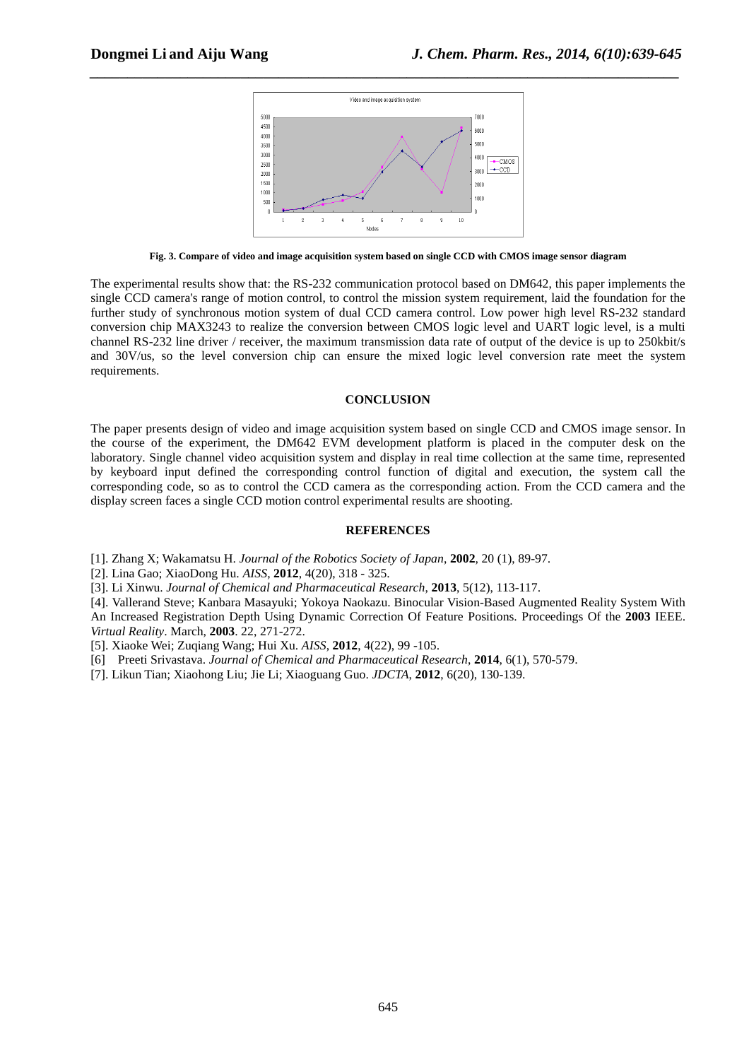Video and image acquisition system

5000
4500
4000
3500
3000
2500
2000
1500
1000
500
0

7000
6000
5000
4000
3000
2000
1000
0

CMOS
CCD

1 2 3 4 5 6 7 8 9 10

Nodes

**Fig. 3. Compare of video and image acquisition system based on single CCD with CMOS image sensor diagram**

The experimental results show that: the RS-232 communication protocol based on DM642, this paper implements the single CCD camera's range of motion control, to control the mission system requirement, laid the foundation for the further study of synchronous motion system of dual CCD camera control. Low power high level RS-232 standard conversion chip MAX3243 to realize the conversion between CMOS logic level and UART logic level, is a multi channel RS-232 line driver / receiver, the maximum transmission data rate of output of the device is up to 250kbit/s and 30V/us, so the level conversion chip can ensure the mixed logic level conversion rate meet the system requirements.

## CONCLUSION

The paper presents design of video and image acquisition system based on single CCD and CMOS image sensor. In the course of the experiment, the DM642 EVM development platform is placed in the computer desk on the laboratory. Single channel video acquisition system and display in real time collection at the same time, represented by keyboard input defined the corresponding control function of digital and execution, the system call the corresponding code, so as to control the CCD camera as the corresponding action. From the CCD camera and the display screen faces a single CCD motion control experimental results are shooting.

## REFERENCES

[1]. Zhang X; Wakamatsu H. *Journal of the Robotics Society of Japan*, **2002**, 20 (1), 89-97.

[2]. Lina Gao; XiaoDong Hu. *AISS*, **2012**, 4(20), 318 - 325.

[3]. Li Xinwu. *Journal of Chemical and Pharmaceutical Research*, **2013**, 5(12), 113-117.

[4]. Vallerand Steve; Kanbara Masayuki; Yokoya Naokazu. Binocular Vision-Based Augmented Reality System With An Increased Registration Depth Using Dynamic Correction Of Feature Positions. Proceedings Of the **2003** IEEE. *Virtual Reality*. March, **2003**. 22, 271-272.

[5]. Xiaoke Wei; Zuqiang Wang; Hui Xu. *AISS*, **2012**, 4(22), 99 -105.

[6] Preeti Srivastava. *Journal of Chemical and Pharmaceutical Research*, **2014**, 6(1), 570-579.

[7]. Likun Tian; Xiaohong Liu; Jie Li; Xiaoguang Guo. *JDCTA*, **2012**, 6(20), 130-139.